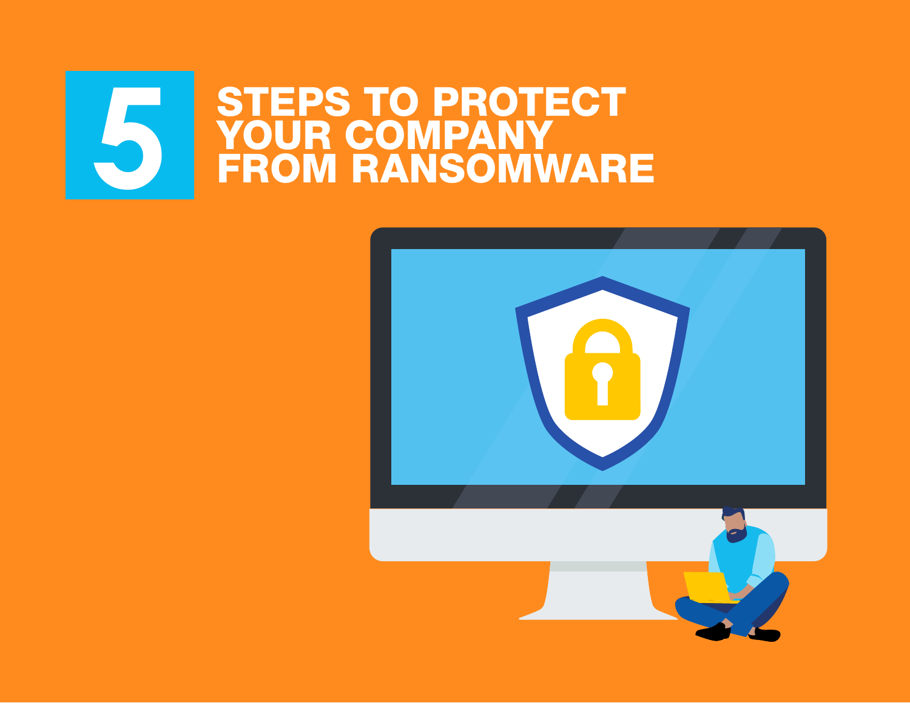# 5 STEPS TO PROTECT YOUR COMPANY FROM RANSOMWARE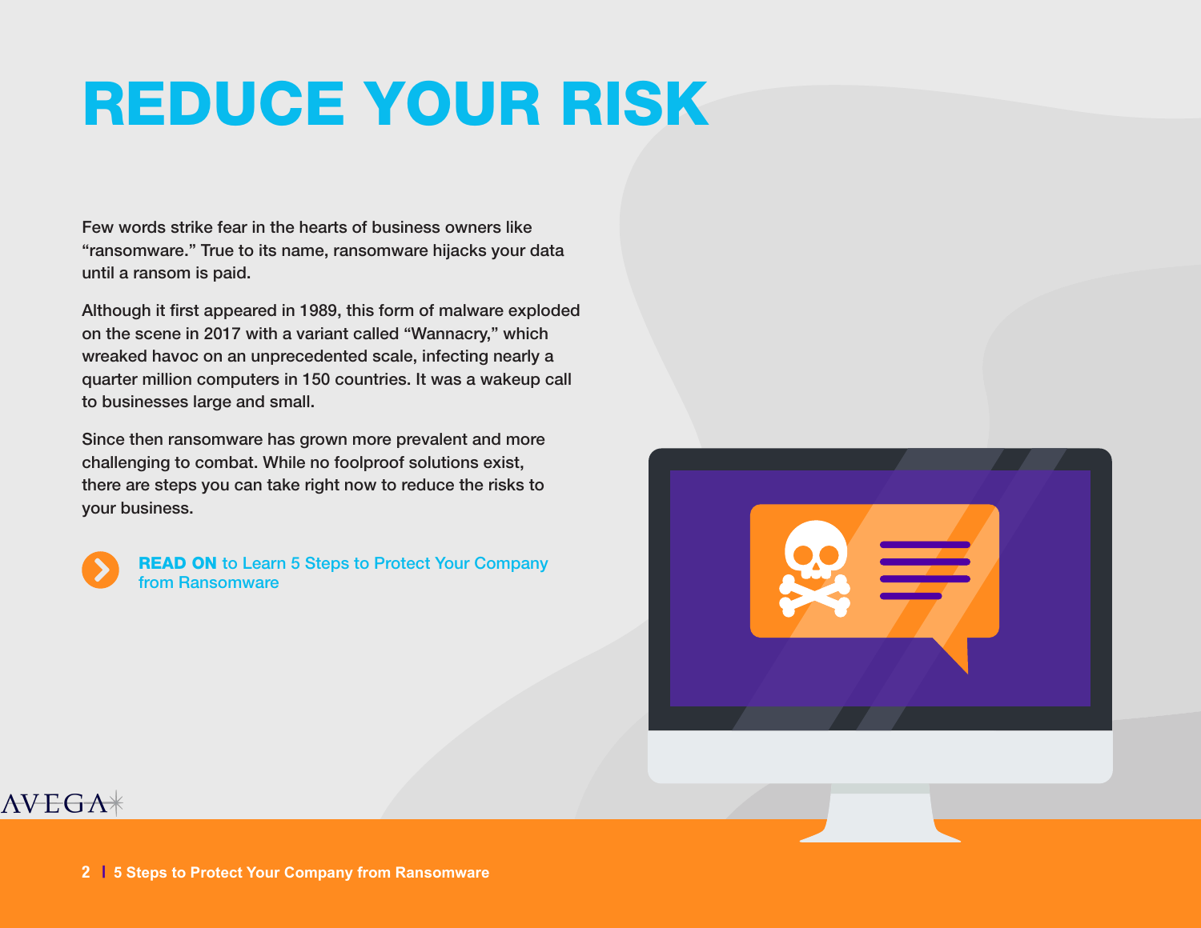# REDUCE YOUR RISK

Few words strike fear in the hearts of business owners like "ransomware." True to its name, ransomware hijacks your data until a ransom is paid.

Although it first appeared in 1989, this form of malware exploded on the scene in 2017 with a variant called "Wannacry," which wreaked havoc on an unprecedented scale, infecting nearly a quarter million computers in 150 countries. It was a wakeup call to businesses large and small.

Since then ransomware has grown more prevalent and more challenging to combat. While no foolproof solutions exist, there are steps you can take right now to reduce the risks to your business.

**READ ON** to Learn 5 Steps to Protect Your Company from Ransomware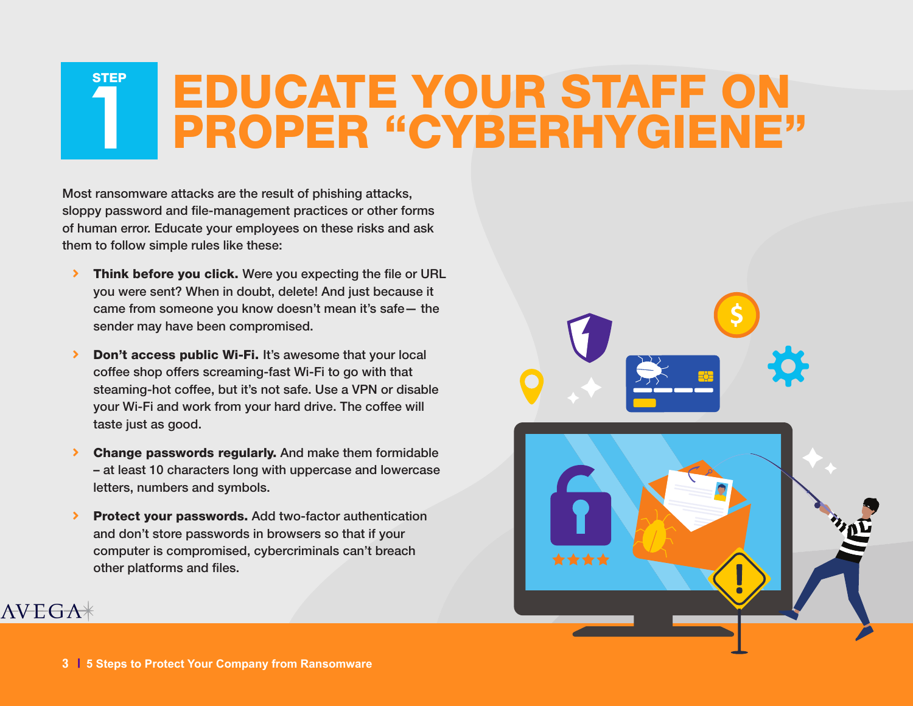# STEP 1 EDUCATE YOUR STAFF ON PROPER "CYBERHYGIENE"

Most ransomware attacks are the result of phishing attacks, sloppy password and file-management practices or other forms of human error. Educate your employees on these risks and ask them to follow simple rules like these:

- **Think before you click.** Were you expecting the file or URL you were sent? When in doubt, delete! And just because it came from someone you know doesn't mean it's safe— the sender may have been compromised.
- **Don't access public Wi-Fi.** It's awesome that your local coffee shop offers screaming-fast Wi-Fi to go with that steaming-hot coffee, but it's not safe. Use a VPN or disable your Wi-Fi and work from your hard drive. The coffee will taste just as good.
- **Change passwords regularly.** And make them formidable – at least 10 characters long with uppercase and lowercase letters, numbers and symbols.
- **Protect your passwords.** Add two-factor authentication and don't store passwords in browsers so that if your computer is compromised, cybercriminals can't breach other platforms and files.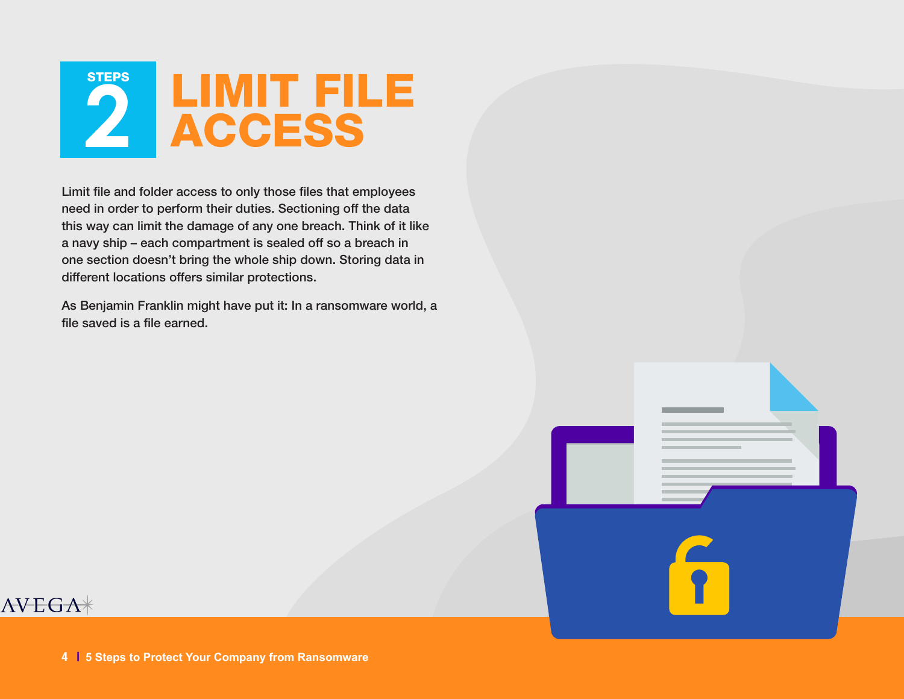# STEPS 2 LIMIT FILE ACCESS

Limit file and folder access to only those files that employees need in order to perform their duties. Sectioning off the data this way can limit the damage of any one breach. Think of it like a navy ship – each compartment is sealed off so a breach in one section doesn't bring the whole ship down. Storing data in different locations offers similar protections.

As Benjamin Franklin might have put it: In a ransomware world, a file saved is a file earned.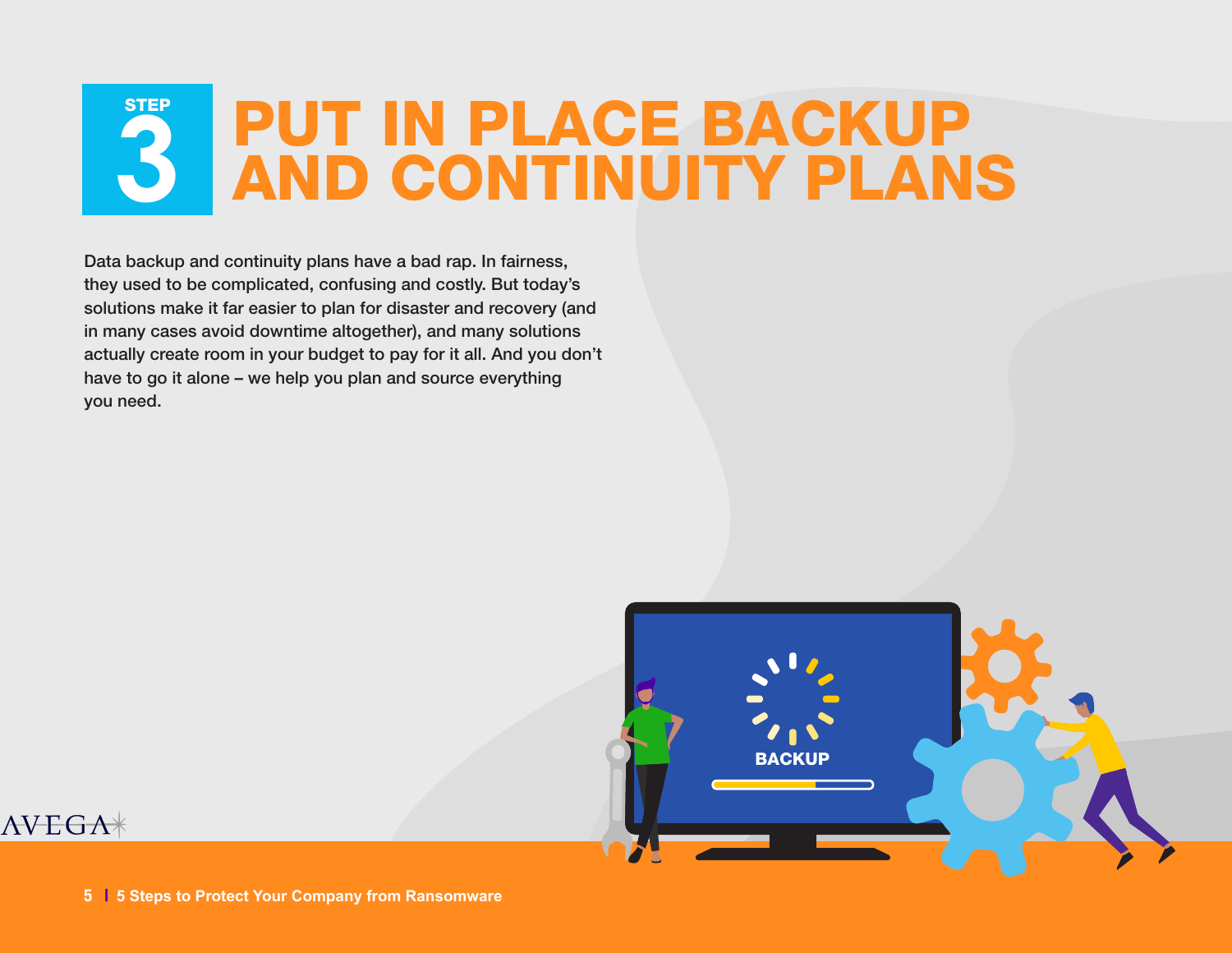# STEP 3 PUT IN PLACE BACKUP AND CONTINUITY PLANS

Data backup and continuity plans have a bad rap. In fairness, they used to be complicated, confusing and costly. But today's solutions make it far easier to plan for disaster and recovery (and in many cases avoid downtime altogether), and many solutions actually create room in your budget to pay for it all. And you don't have to go it alone – we help you plan and source everything you need.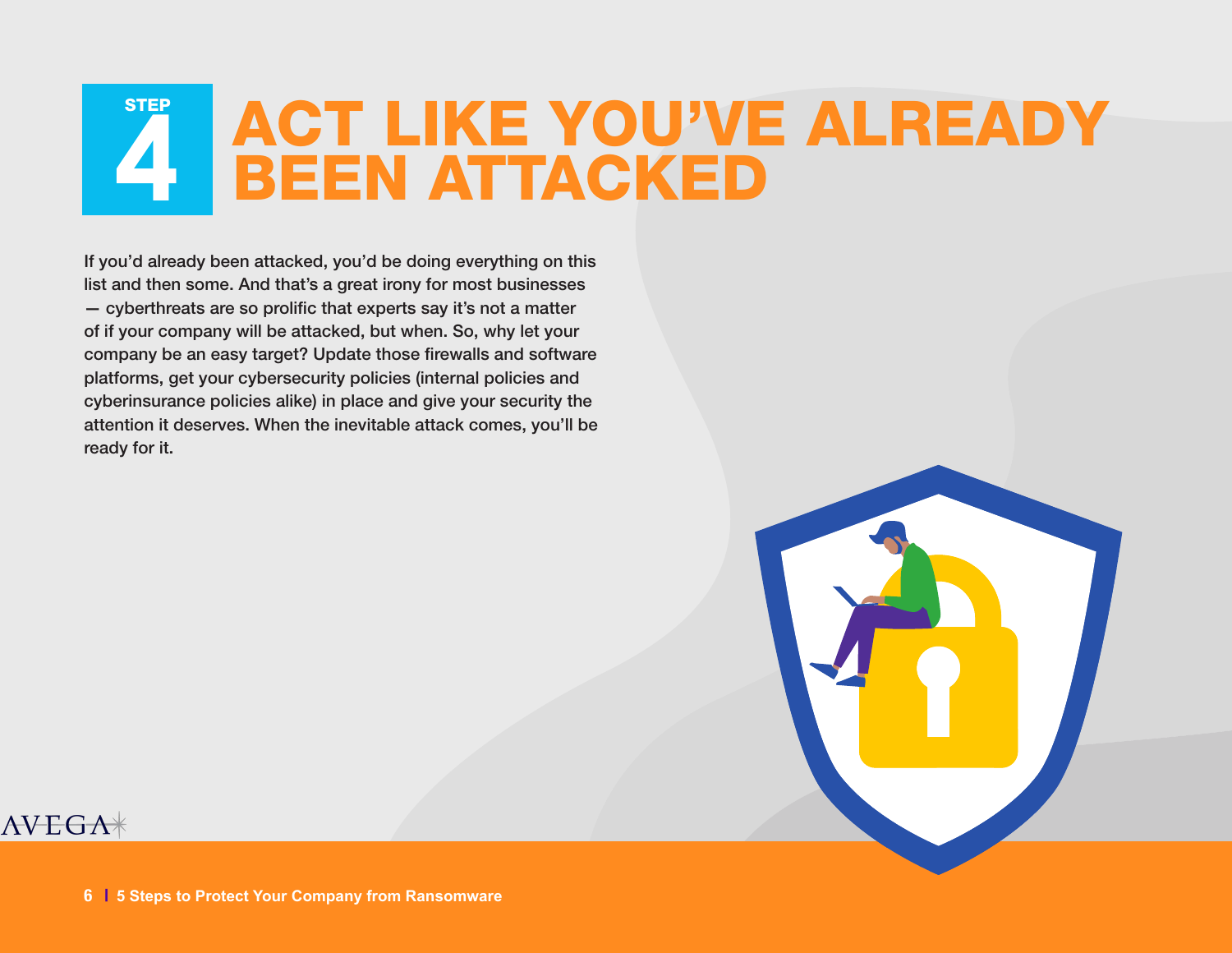# STEP 4 ACT LIKE YOU'VE ALREADY BEEN ATTACKED

If you'd already been attacked, you'd be doing everything on this list and then some. And that's a great irony for most businesses — cyberthreats are so prolific that experts say it's not a matter of if your company will be attacked, but when. So, why let your company be an easy target? Update those firewalls and software platforms, get your cybersecurity policies (internal policies and cyberinsurance policies alike) in place and give your security the attention it deserves. When the inevitable attack comes, you'll be ready for it.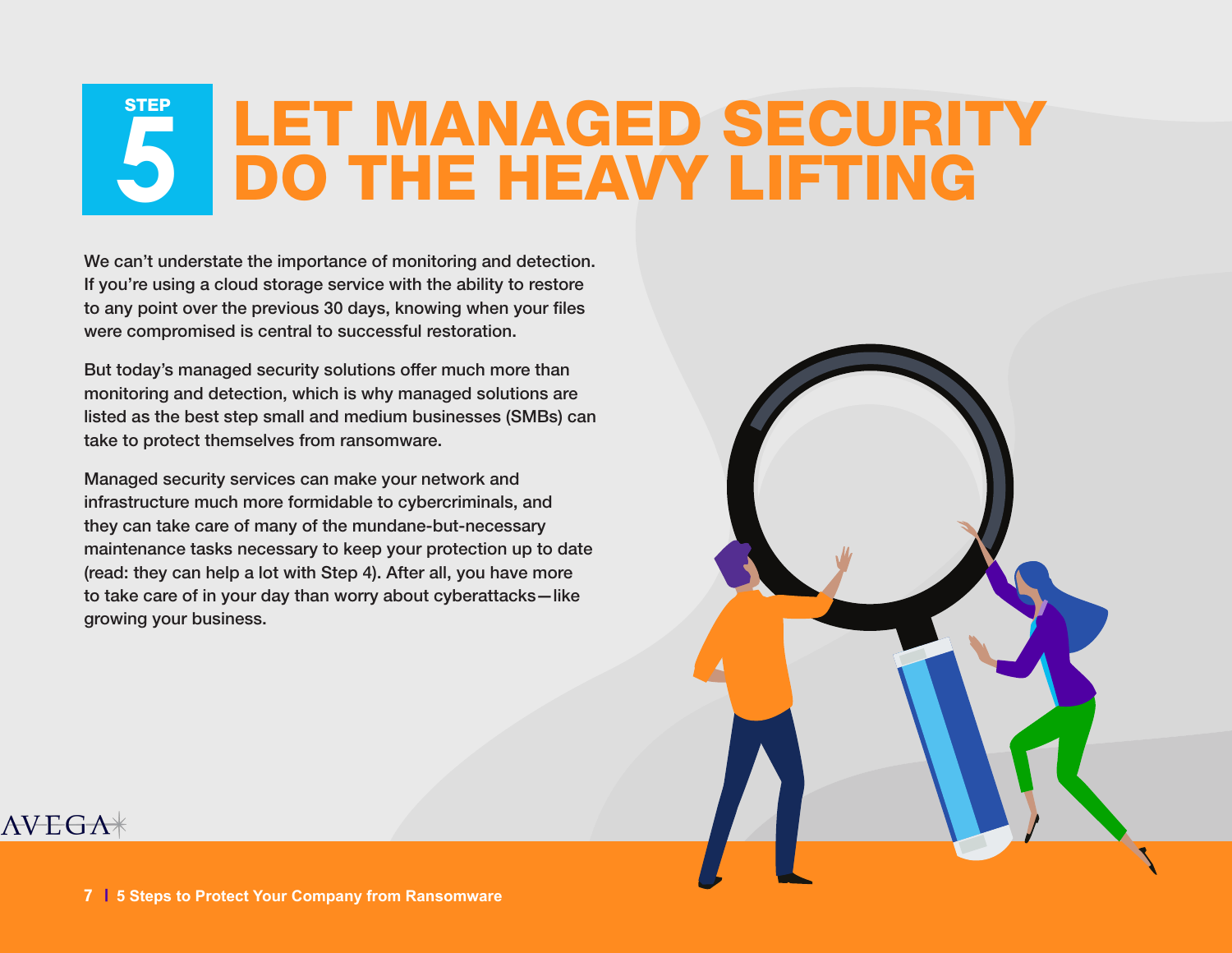# STEP 5 LET MANAGED SECURITY DO THE HEAVY LIFTING

We can't understate the importance of monitoring and detection. If you're using a cloud storage service with the ability to restore to any point over the previous 30 days, knowing when your files were compromised is central to successful restoration.

But today's managed security solutions offer much more than monitoring and detection, which is why managed solutions are listed as the best step small and medium businesses (SMBs) can take to protect themselves from ransomware.

Managed security services can make your network and infrastructure much more formidable to cybercriminals, and they can take care of many of the mundane-but-necessary maintenance tasks necessary to keep your protection up to date (read: they can help a lot with Step 4). After all, you have more to take care of in your day than worry about cyberattacks—like growing your business.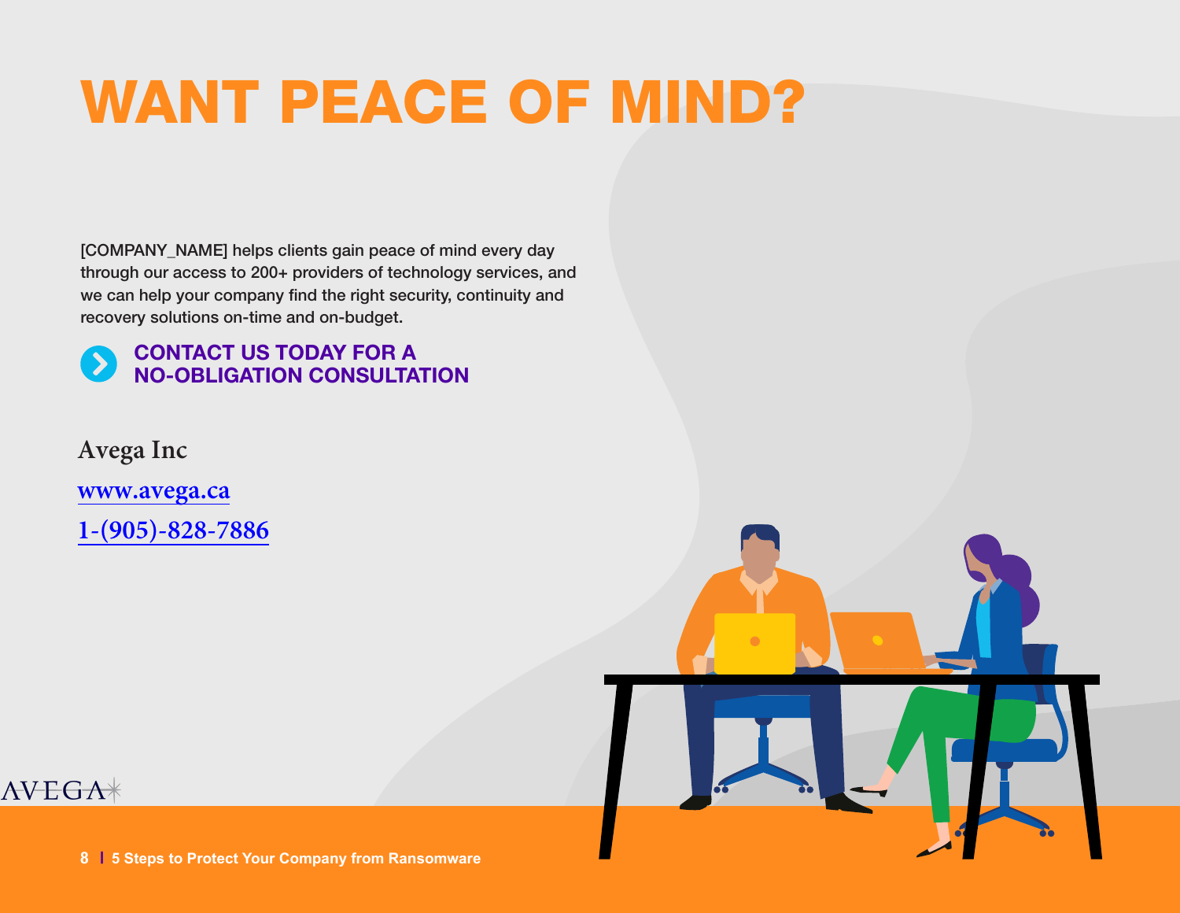# WANT PEACE OF MIND?

[COMPANY_NAME] helps clients gain peace of mind every day through our access to 200+ providers of technology services, and we can help your company find the right security, continuity and recovery solutions on-time and on-budget.

**CONTACT US TODAY FOR A NO-OBLIGATION CONSULTATION**

Avega Inc

[www.avega.ca](http://www.avega.ca)

1-(905)-828-7886

AVEGA